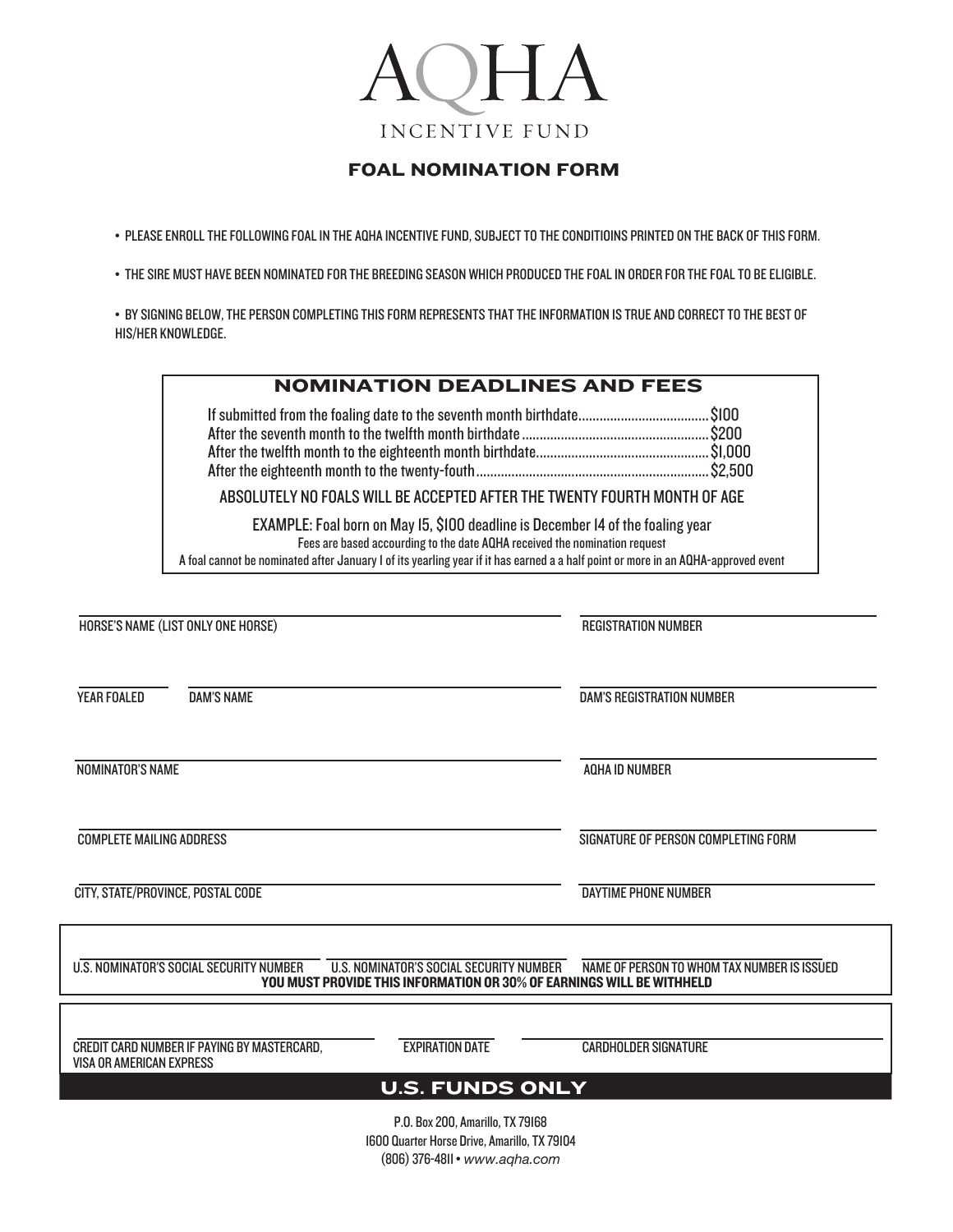# AQHA

INCENTIVE FUND

## FOAL NOMINATION FORM

- PLEASE ENROLL THE FOLLOWING FOAL IN THE AQHA INCENTIVE FUND, SUBJECT TO THE CONDITIOINS PRINTED ON THE BACK OF THIS FORM.
- THE SIRE MUST HAVE BEEN NOMINATED FOR THE BREEDING SEASON WHICH PRODUCED THE FOAL IN ORDER FOR THE FOAL TO BE ELIGIBLE.
- BY SIGNING BELOW, THE PERSON COMPLETING THIS FORM REPRESENTS THAT THE INFORMATION IS TRUE AND CORRECT TO THE BEST OF HIS/HER KNOWLEDGE.

### NOMINATION DEADLINES AND FEES

| Period | Fee |
|---|---|
| If submitted from the foaling date to the seventh month birthdate | $100 |
| After the seventh month to the twelfth month birthdate | $200 |
| After the twelfth month to the eighteenth month birthdate | $1,000 |
| After the eighteenth month to the twenty-fouth | $2,500 |

ABSOLUTELY NO FOALS WILL BE ACCEPTED AFTER THE TWENTY FOURTH MONTH OF AGE

EXAMPLE: Foal born on May 15, $100 deadline is December 14 of the foaling year

Fees are based accourding to the date AQHA received the nomination request

A foal cannot be nominated after January 1 of its yearling year if it has earned a a half point or more in an AQHA-approved event

HORSE'S NAME (LIST ONLY ONE HORSE) ______________________ REGISTRATION NUMBER ______________________

YEAR FOALED __________ DAM'S NAME ______________________ DAM'S REGISTRATION NUMBER ______________________

NOMINATOR'S NAME ______________________ AQHA ID NUMBER ______________________

COMPLETE MAILING ADDRESS ______________________ SIGNATURE OF PERSON COMPLETING FORM ______________________

CITY, STATE/PROVINCE, POSTAL CODE ______________________ DAYTIME PHONE NUMBER ______________________

U.S. NOMINATOR'S SOCIAL SECURITY NUMBER ______________ U.S. NOMINATOR'S SOCIAL SECURITY NUMBER ______________ NAME OF PERSON TO WHOM TAX NUMBER IS ISSUED ______________

**YOU MUST PROVIDE THIS INFORMATION OR 30% OF EARNINGS WILL BE WITHHELD**

CREDIT CARD NUMBER IF PAYING BY MASTERCARD, VISA OR AMERICAN EXPRESS ______________ EXPIRATION DATE ______________ CARDHOLDER SIGNATURE ______________

**U.S. FUNDS ONLY**

P.O. Box 200, Amarillo, TX 79168
1600 Quarter Horse Drive, Amarillo, TX 79104
(806) 376-4811 • *www.aqha.com*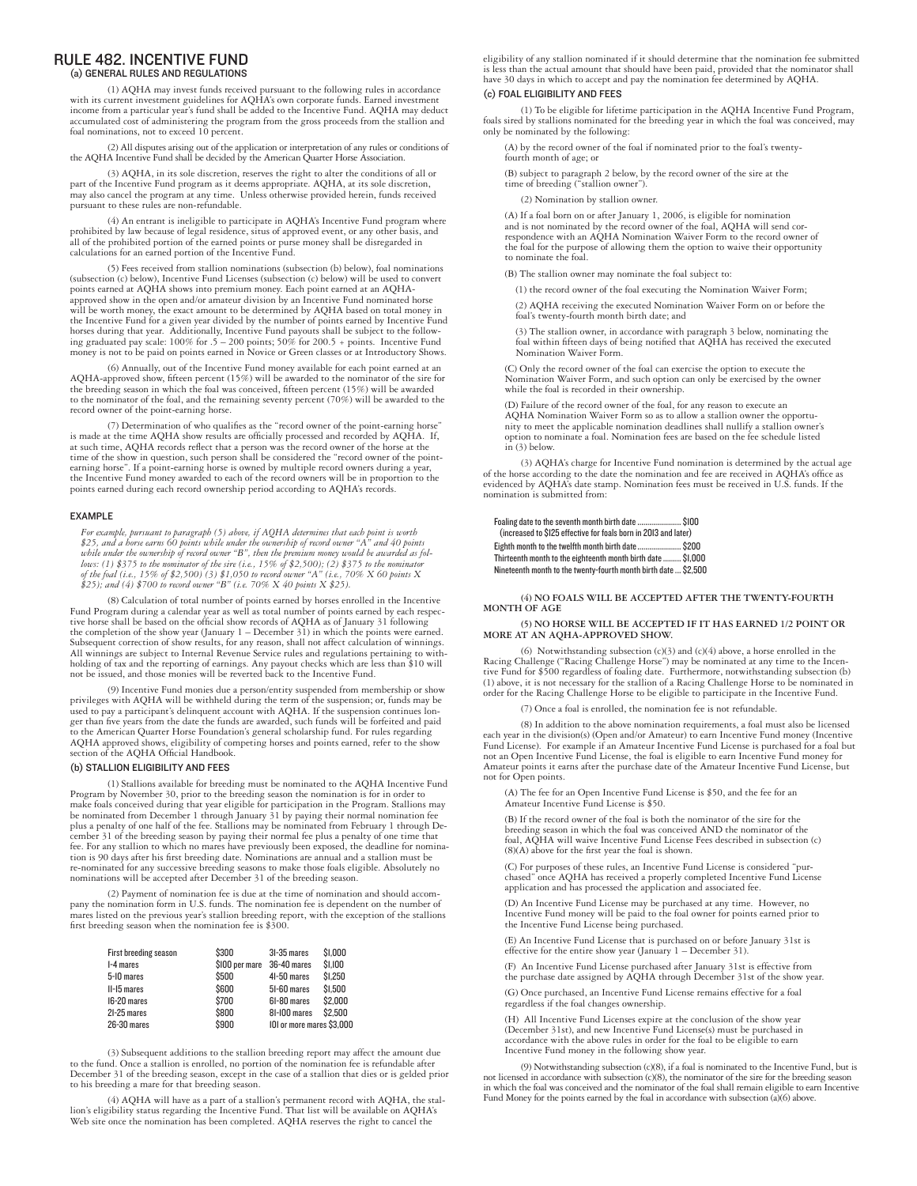# RULE 482. INCENTIVE FUND

## (a) GENERAL RULES AND REGULATIONS

(1) AQHA may invest funds received pursuant to the following rules in accordance with its current investment guidelines for AQHA's own corporate funds. Earned investment income from a particular year's fund shall be added to the Incentive Fund. AQHA may deduct accumulated cost of administering the program from the gross proceeds from the stallion and foal nominations, not to exceed 10 percent.

(2) All disputes arising out of the application or interpretation of any rules or conditions of the AQHA Incentive Fund shall be decided by the American Quarter Horse Association.

(3) AQHA, in its sole discretion, reserves the right to alter the conditions of all or part of the Incentive Fund program as it deems appropriate. AQHA, at its sole discretion, may also cancel the program at any time. Unless otherwise provided herein, funds received pursuant to these rules are non-refundable.

(4) An entrant is ineligible to participate in AQHA's Incentive Fund program where prohibited by law because of legal residence, situs of approved event, or any other basis, and all of the prohibited portion of the earned points or purse money shall be disregarded in calculations for an earned portion of the Incentive Fund.

(5) Fees received from stallion nominations (subsection (b) below), foal nominations (subsection (c) below), Incentive Fund Licenses (subsection (c) below) will be used to convert points earned at AQHA shows into premium money. Each point earned at an AQHA-approved show in the open and/or amateur division by an Incentive Fund nominated horse will be worth money, the exact amount to be determined by AQHA based on total money in the Incentive Fund for a given year divided by the number of points earned by Incentive Fund horses during that year. Additionally, Incentive Fund payouts shall be subject to the following graduated pay scale: 100% for .5 – 200 points; 50% for 200.5 + points. Incentive Fund money is not to be paid on points earned in Novice or Green classes or at Introductory Shows.

(6) Annually, out of the Incentive Fund money available for each point earned at an AQHA-approved show, fifteen percent (15%) will be awarded to the nominator of the sire for the breeding season in which the foal was conceived, fifteen percent (15%) will be awarded to the nominator of the foal, and the remaining seventy percent (70%) will be awarded to the record owner of the point-earning horse.

(7) Determination of who qualifies as the "record owner of the point-earning horse" is made at the time AQHA show results are officially processed and recorded by AQHA. If, at such time, AQHA records reflect that a person was the record owner of the horse at the time of the show in question, such person shall be considered the "record owner of the point-earning horse". If a point-earning horse is owned by multiple record owners during a year, the Incentive Fund money awarded to each of the record owners will be in proportion to the points earned during each record ownership period according to AQHA's records.

### EXAMPLE

*For example, pursuant to paragraph (5) above, if AQHA determines that each point is worth $25, and a horse earns 60 points while under the ownership of record owner "A" and 40 points while under the ownership of record owner "B", then the premium money would be awarded as follows: (1) $375 to the nominator of the sire (i.e., 15% of $2,500); (2) $375 to the nominator of the foal (i.e., 15% of $2,500) (3) $1,050 to record owner "A" (i.e., 70% X 60 points X $25); and (4) $700 to record owner "B" (i.e. 70% X 40 points X $25).*

(8) Calculation of total number of points earned by horses enrolled in the Incentive Fund Program during a calendar year as well as total number of points earned by each respective horse shall be based on the official show records of AQHA as of January 31 following the completion of the show year (January 1 – December 31) in which the points were earned. Subsequent correction of show results, for any reason, shall not affect calculation of winnings. All winnings are subject to Internal Revenue Service rules and regulations pertaining to withholding of tax and the reporting of earnings. Any payout checks which are less than $10 will not be issued, and those monies will be reverted back to the Incentive Fund.

(9) Incentive Fund monies due a person/entity suspended from membership or show privileges with AQHA will be withheld during the term of the suspension; or, funds may be used to pay a participant's delinquent account with AQHA. If the suspension continues longer than five years from the date the funds are awarded, such funds will be forfeited and paid to the American Quarter Horse Foundation's general scholarship fund. For rules regarding AQHA approved shows, eligibility of competing horses and points earned, refer to the show section of the AQHA Official Handbook.

## (b) STALLION ELIGIBILITY AND FEES

(1) Stallions available for breeding must be nominated to the AQHA Incentive Fund Program by November 30, prior to the breeding season the nomination is for in order to make foals conceived during that year eligible for participation in the Program. Stallions may be nominated from December 1 through January 31 by paying their normal nomination fee plus a penalty of one half of the fee. Stallions may be nominated from February 1 through December 31 of the breeding season by paying their normal fee plus a penalty of one time that fee. For any stallion to which no mares have previously been exposed, the deadline for nomination is 90 days after his first breeding date. Nominations are annual and a stallion must be re-nominated for any successive breeding seasons to make those foals eligible. Absolutely no nominations will be accepted after December 31 of the breeding season.

(2) Payment of nomination fee is due at the time of nomination and should accompany the nomination form in U.S. funds. The nomination fee is dependent on the number of mares listed on the previous year's stallion breeding report, with the exception of the stallions first breeding season when the nomination fee is $300.

| | | | |
|---|---|---|---|
| First breeding season | $300 | 31-35 mares | $1,000 |
| 1-4 mares | $100 per mare | 36-40 mares | $1,100 |
| 5-10 mares | $500 | 41-50 mares | $1,250 |
| 11-15 mares | $600 | 51-60 mares | $1,500 |
| 16-20 mares | $700 | 61-80 mares | $2,000 |
| 21-25 mares | $800 | 81-100 mares | $2,500 |
| 26-30 mares | $900 | 101 or more mares | $3,000 |

(3) Subsequent additions to the stallion breeding report may affect the amount due to the fund. Once a stallion is enrolled, no portion of the nomination fee is refundable after December 31 of the breeding season, except in the case of a stallion that dies or is gelded prior to his breeding a mare for that breeding season.

(4) AQHA will have as a part of a stallion's permanent record with AQHA, the stallion's eligibility status regarding the Incentive Fund. That list will be available on AQHA's Web site once the nomination has been completed. AQHA reserves the right to cancel the eligibility of any stallion nominated if it should determine that the nomination fee submitted is less than the actual amount that should have been paid, provided that the nominator shall have 30 days in which to accept and pay the nomination fee determined by AQHA.

## (c) FOAL ELIGIBILITY AND FEES

(1) To be eligible for lifetime participation in the AQHA Incentive Fund Program, foals sired by stallions nominated for the breeding year in which the foal was conceived, may only be nominated by the following:

(A) by the record owner of the foal if nominated prior to the foal's twenty-fourth month of age; or

(B) subject to paragraph 2 below, by the record owner of the sire at the time of breeding ("stallion owner").

(2) Nomination by stallion owner.

(A) If a foal born on or after January 1, 2006, is eligible for nomination and is not nominated by the record owner of the foal, AQHA will send correspondence with an AQHA Nomination Waiver Form to the record owner of the foal for the purpose of allowing them the option to waive their opportunity to nominate the foal.

(B) The stallion owner may nominate the foal subject to:

(1) the record owner of the foal executing the Nomination Waiver Form;

(2) AQHA receiving the executed Nomination Waiver Form on or before the foal's twenty-fourth month birth date; and

(3) The stallion owner, in accordance with paragraph 3 below, nominating the foal within fifteen days of being notified that AQHA has received the executed Nomination Waiver Form.

(C) Only the record owner of the foal can exercise the option to execute the Nomination Waiver Form, and such option can only be exercised by the owner while the foal is recorded in their ownership.

(D) Failure of the record owner of the foal, for any reason to execute an AQHA Nomination Waiver Form so as to allow a stallion owner the opportunity to meet the applicable nomination deadlines shall nullify a stallion owner's option to nominate a foal. Nomination fees are based on the fee schedule listed in (3) below.

(3) AQHA's charge for Incentive Fund nomination is determined by the actual age of the horse according to the date the nomination and fee are received in AQHA's office as evidenced by AQHA's date stamp. Nomination fees must be received in U.S. funds. If the nomination is submitted from:

Foaling date to the seventh month birth date ...................... $100
(increased to $125 effective for foals born in 2013 and later)
Eighth month to the twelfth month birth date ...................... $200
Thirteenth month to the eighteenth month birth date ......... $1,000
Nineteenth month to the twenty-fourth month birth date ... $2,500

(4) **NO FOALS WILL BE ACCEPTED AFTER THE TWENTY-FOURTH MONTH OF AGE**

(5) **NO HORSE WILL BE ACCEPTED IF IT HAS EARNED 1/2 POINT OR MORE AT AN AQHA-APPROVED SHOW.**

(6) Notwithstanding subsection (c)(3) and (c)(4) above, a horse enrolled in the Racing Challenge ("Racing Challenge Horse") may be nominated at any time to the Incentive Fund for $500 regardless of foaling date. Furthermore, notwithstanding subsection (b)(1) above, it is not necessary for the stallion of a Racing Challenge Horse to be nominated in order for the Racing Challenge Horse to be eligible to participate in the Incentive Fund.

(7) Once a foal is enrolled, the nomination fee is not refundable.

(8) In addition to the above nomination requirements, a foal must also be licensed each year in the division(s) (Open and/or Amateur) to earn Incentive Fund money (Incentive Fund License). For example if an Amateur Incentive Fund License is purchased for a foal but not an Open Incentive Fund License, the foal is eligible to earn Incentive Fund money for Amateur points it earns after the purchase date of the Amateur Incentive Fund License, but not for Open points.

(A) The fee for an Open Incentive Fund License is $50, and the fee for an Amateur Incentive Fund License is $50.

(B) If the record owner of the foal is both the nominator of the sire for the breeding season in which the foal was conceived AND the nominator of the foal, AQHA will waive Incentive Fund License Fees described in subsection (c)(8)(A) above for the first year the foal is shown.

(C) For purposes of these rules, an Incentive Fund License is considered "purchased" once AQHA has received a properly completed Incentive Fund License application and has processed the application and associated fee.

(D) An Incentive Fund License may be purchased at any time. However, no Incentive Fund money will be paid to the foal owner for points earned prior to the Incentive Fund License being purchased.

(E) An Incentive Fund License that is purchased on or before January 31st is effective for the entire show year (January 1 – December 31).

(F) An Incentive Fund License purchased after January 31st is effective from the purchase date assigned by AQHA through December 31st of the show year.

(G) Once purchased, an Incentive Fund License remains effective for a foal regardless if the foal changes ownership.

(H) All Incentive Fund Licenses expire at the conclusion of the show year (December 31st), and new Incentive Fund License(s) must be purchased in accordance with the above rules in order for the foal to be eligible to earn Incentive Fund money in the following show year.

(9) Notwithstanding subsection (c)(8), if a foal is nominated to the Incentive Fund, but is not licensed in accordance with subsection (c)(8), the nominator of the sire for the breeding season in which the foal was conceived and the nominator of the foal shall remain eligible to earn Incentive Fund Money for the points earned by the foal in accordance with subsection (a)(6) above.